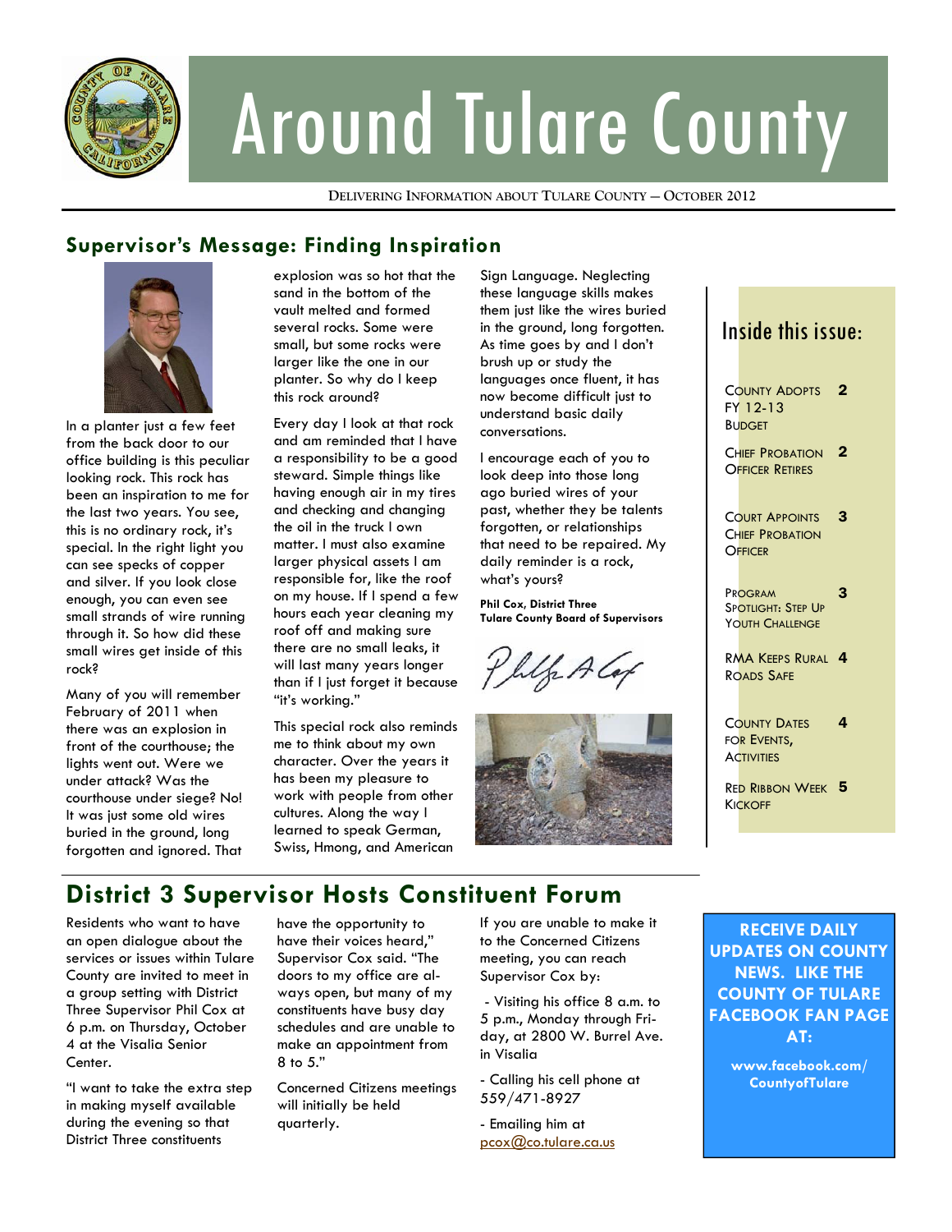# Around Tulare County

DELIVERING INFORMATION ABOUT TULARE COUNTY — OCTOBER 2012

## Supervisor's Message: Finding Inspiration

In a planter just a few feet from the back door to our office building is this peculiar looking rock. This rock has been an inspiration to me for the last two years. You see, this is no ordinary rock, it's special. In the right light you can see specks of copper and silver. If you look close enough, you can even see small strands of wire running through it. So how did these small wires get inside of this rock?

Many of you will remember February of 2011 when there was an explosion in front of the courthouse; the lights went out. Were we under attack? Was the courthouse under siege? No! It was just some old wires buried in the ground, long forgotten and ignored. That explosion was so hot that the sand in the bottom of the vault melted and formed several rocks. Some were small, but some rocks were larger like the one in our planter. So why do I keep this rock around?

Every day I look at that rock and am reminded that I have a responsibility to be a good steward. Simple things like having enough air in my tires and checking and changing the oil in the truck I own matter. I must also examine larger physical assets I am responsible for, like the roof on my house. If I spend a few hours each year cleaning my roof off and making sure there are no small leaks, it will last many years longer than if I just forget it because "it's working."

This special rock also reminds me to think about my own character. Over the years it has been my pleasure to work with people from other cultures. Along the way I learned to speak German, Swiss, Hmong, and American Sign Language. Neglecting these language skills makes them just like the wires buried in the ground, long forgotten. As time goes by and I don't brush up or study the languages once fluent, it has now become difficult just to understand basic daily conversations.

I encourage each of you to look deep into those long ago buried wires of your past, whether they be talents forgotten, or relationships that need to be repaired. My daily reminder is a rock, what's yours?

**Phil Cox, District Three**
**Tulare County Board of Supervisors**

### Inside this issue:

| | |
|---|---|
| County Adopts FY 12-13 Budget | 2 |
| Chief Probation Officer Retires | 2 |
| Court Appoints Chief Probation Officer | 3 |
| Program Spotlight: Step Up Youth Challenge | 3 |
| RMA Keeps Rural Roads Safe | 4 |
| County Dates for Events, Activities | 4 |
| Red Ribbon Week Kickoff | 5 |

## District 3 Supervisor Hosts Constituent Forum

Residents who want to have an open dialogue about the services or issues within Tulare County are invited to meet in a group setting with District Three Supervisor Phil Cox at 6 p.m. on Thursday, October 4 at the Visalia Senior Center.

"I want to take the extra step in making myself available during the evening so that District Three constituents have the opportunity to have their voices heard," Supervisor Cox said. "The doors to my office are always open, but many of my constituents have busy day schedules and are unable to make an appointment from 8 to 5."

Concerned Citizens meetings will initially be held quarterly.

If you are unable to make it to the Concerned Citizens meeting, you can reach Supervisor Cox by:

- Visiting his office 8 a.m. to 5 p.m., Monday through Friday, at 2800 W. Burrel Ave. in Visalia
- Calling his cell phone at 559/471-8927
- Emailing him at pcox@co.tulare.ca.us

**RECEIVE DAILY UPDATES ON COUNTY NEWS. LIKE THE COUNTY OF TULARE FACEBOOK FAN PAGE AT:**

**www.facebook.com/CountyofTulare**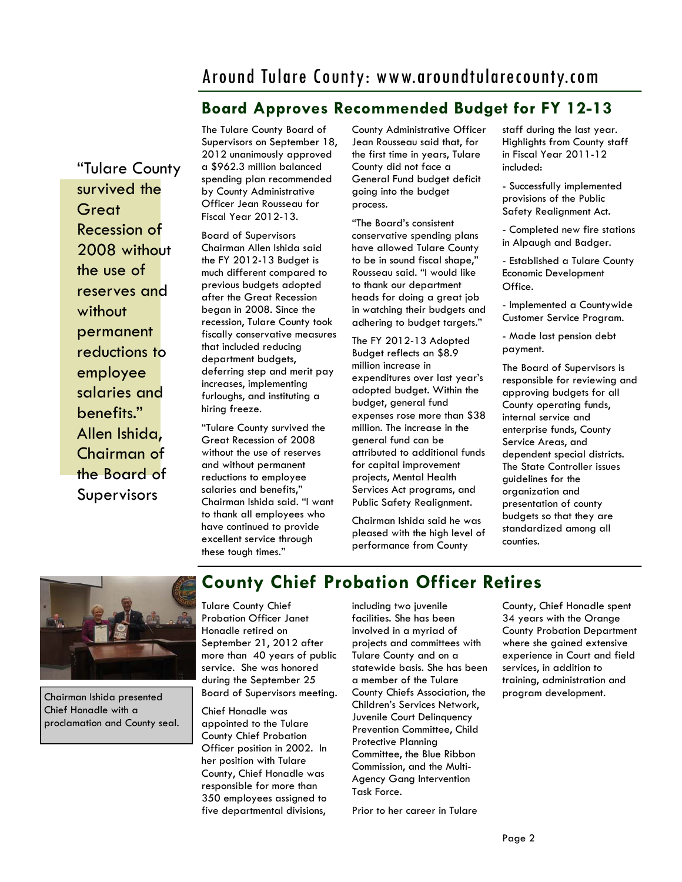## Board Approves Recommended Budget for FY 12-13

"Tulare County survived the Great Recession of 2008 without the use of reserves and without permanent reductions to employee salaries and benefits." Allen Ishida, Chairman of the Board of Supervisors

The Tulare County Board of Supervisors on September 18, 2012 unanimously approved a $962.3 million balanced spending plan recommended by County Administrative Officer Jean Rousseau for Fiscal Year 2012-13.

Board of Supervisors Chairman Allen Ishida said the FY 2012-13 Budget is much different compared to previous budgets adopted after the Great Recession began in 2008. Since the recession, Tulare County took fiscally conservative measures that included reducing department budgets, deferring step and merit pay increases, implementing furloughs, and instituting a hiring freeze.

"Tulare County survived the Great Recession of 2008 without the use of reserves and without permanent reductions to employee salaries and benefits," Chairman Ishida said. "I want to thank all employees who have continued to provide excellent service through these tough times."

County Administrative Officer Jean Rousseau said that, for the first time in years, Tulare County did not face a General Fund budget deficit going into the budget process.

"The Board's consistent conservative spending plans have allowed Tulare County to be in sound fiscal shape," Rousseau said. "I would like to thank our department heads for doing a great job in watching their budgets and adhering to budget targets."

The FY 2012-13 Adopted Budget reflects an $8.9 million increase in expenditures over last year's adopted budget. Within the budget, general fund expenses rose more than $38 million. The increase in the general fund can be attributed to additional funds for capital improvement projects, Mental Health Services Act programs, and Public Safety Realignment.

Chairman Ishida said he was pleased with the high level of performance from County staff during the last year. Highlights from County staff in Fiscal Year 2011-12 included:

- Successfully implemented provisions of the Public Safety Realignment Act.

- Completed new fire stations in Alpaugh and Badger.

- Established a Tulare County Economic Development Office.

- Implemented a Countywide Customer Service Program.

- Made last pension debt payment.

The Board of Supervisors is responsible for reviewing and approving budgets for all County operating funds, internal service and enterprise funds, County Service Areas, and dependent special districts. The State Controller issues guidelines for the organization and presentation of county budgets so that they are standardized among all counties.

## County Chief Probation Officer Retires

Chairman Ishida presented Chief Honadle with a proclamation and County seal.

Tulare County Chief Probation Officer Janet Honadle retired on September 21, 2012 after more than 40 years of public service. She was honored during the September 25 Board of Supervisors meeting.

Chief Honadle was appointed to the Tulare County Chief Probation Officer position in 2002. In her position with Tulare County, Chief Honadle was responsible for more than 350 employees assigned to five departmental divisions, including two juvenile facilities. She has been involved in a myriad of projects and committees with Tulare County and on a statewide basis. She has been a member of the Tulare County Chiefs Association, the Children's Services Network, Juvenile Court Delinquency Prevention Committee, Child Protective Planning Committee, the Blue Ribbon Commission, and the Multi-Agency Gang Intervention Task Force.

Prior to her career in Tulare County, Chief Honadle spent 34 years with the Orange County Probation Department where she gained extensive experience in Court and field services, in addition to training, administration and program development.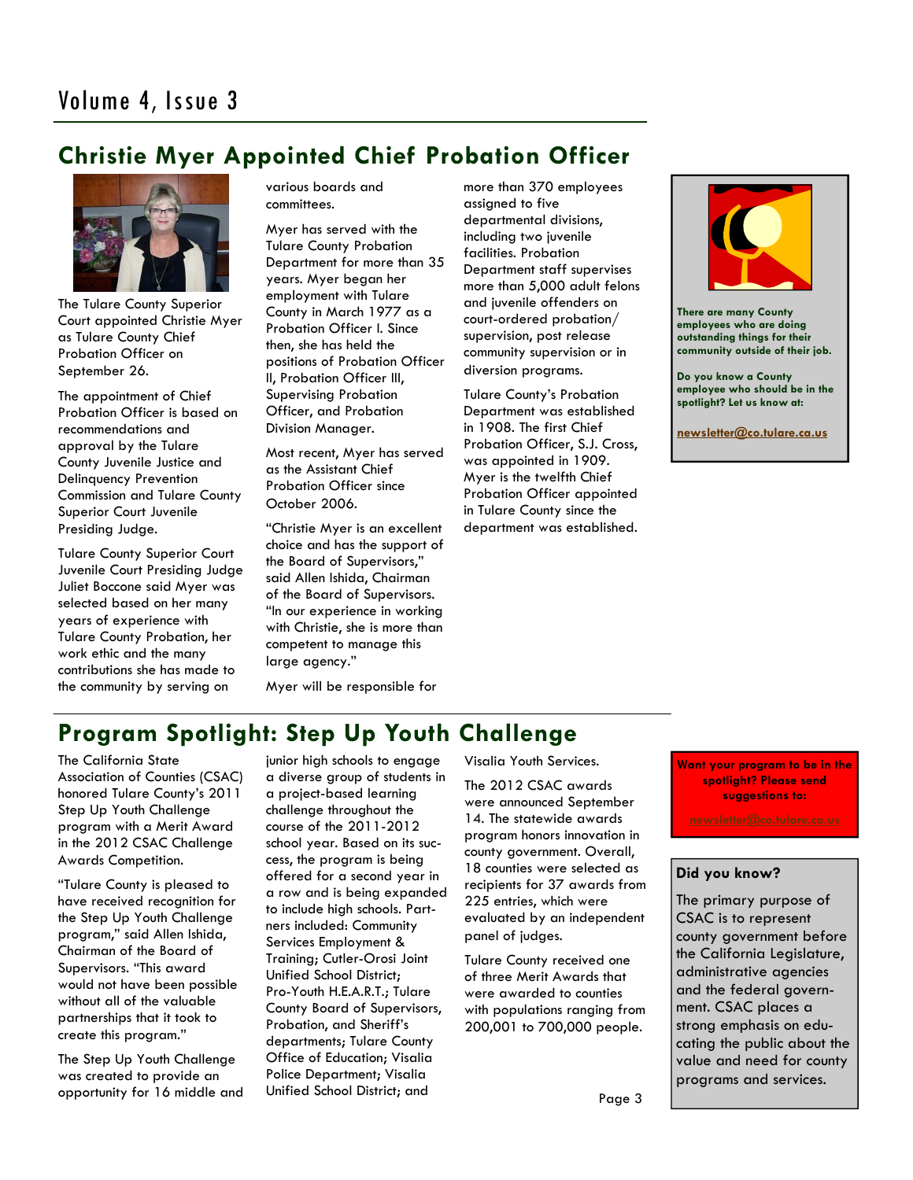# Christie Myer Appointed Chief Probation Officer

The Tulare County Superior Court appointed Christie Myer as Tulare County Chief Probation Officer on September 26.

The appointment of Chief Probation Officer is based on recommendations and approval by the Tulare County Juvenile Justice and Delinquency Prevention Commission and Tulare County Superior Court Juvenile Presiding Judge.

Tulare County Superior Court Juvenile Court Presiding Judge Juliet Boccone said Myer was selected based on her many years of experience with Tulare County Probation, her work ethic and the many contributions she has made to the community by serving on various boards and committees.

Myer has served with the Tulare County Probation Department for more than 35 years. Myer began her employment with Tulare County in March 1977 as a Probation Officer I. Since then, she has held the positions of Probation Officer II, Probation Officer III, Supervising Probation Officer, and Probation Division Manager.

Most recent, Myer has served as the Assistant Chief Probation Officer since October 2006.

"Christie Myer is an excellent choice and has the support of the Board of Supervisors," said Allen Ishida, Chairman of the Board of Supervisors. "In our experience in working with Christie, she is more than competent to manage this large agency."

Myer will be responsible for more than 370 employees assigned to five departmental divisions, including two juvenile facilities. Probation Department staff supervises more than 5,000 adult felons and juvenile offenders on court-ordered probation/ supervision, post release community supervision or in diversion programs.

Tulare County's Probation Department was established in 1908. The first Chief Probation Officer, S.J. Cross, was appointed in 1909. Myer is the twelfth Chief Probation Officer appointed in Tulare County since the department was established.

**There are many County employees who are doing outstanding things for their community outside of their job.**

**Do you know a County employee who should be in the spotlight? Let us know at:**

**newsletter@co.tulare.ca.us**

# Program Spotlight: Step Up Youth Challenge

The California State Association of Counties (CSAC) honored Tulare County's 2011 Step Up Youth Challenge program with a Merit Award in the 2012 CSAC Challenge Awards Competition.

"Tulare County is pleased to have received recognition for the Step Up Youth Challenge program," said Allen Ishida, Chairman of the Board of Supervisors. "This award would not have been possible without all of the valuable partnerships that it took to create this program."

The Step Up Youth Challenge was created to provide an opportunity for 16 middle and junior high schools to engage a diverse group of students in a project-based learning challenge throughout the course of the 2011-2012 school year. Based on its success, the program is being offered for a second year in a row and is being expanded to include high schools. Partners included: Community Services Employment & Training; Cutler-Orosi Joint Unified School District; Pro-Youth H.E.A.R.T.; Tulare County Board of Supervisors, Probation, and Sheriff's departments; Tulare County Office of Education; Visalia Police Department; Visalia Unified School District; and Visalia Youth Services.

The 2012 CSAC awards were announced September 14. The statewide awards program honors innovation in county government. Overall, 18 counties were selected as recipients for 37 awards from 225 entries, which were evaluated by an independent panel of judges.

Tulare County received one of three Merit Awards that were awarded to counties with populations ranging from 200,001 to 700,000 people.

**Want your program to be in the spotlight? Please send suggestions to:**

**newsletter@co.tulare.ca.us**

**Did you know?**

The primary purpose of CSAC is to represent county government before the California Legislature, administrative agencies and the federal government. CSAC places a strong emphasis on educating the public about the value and need for county programs and services.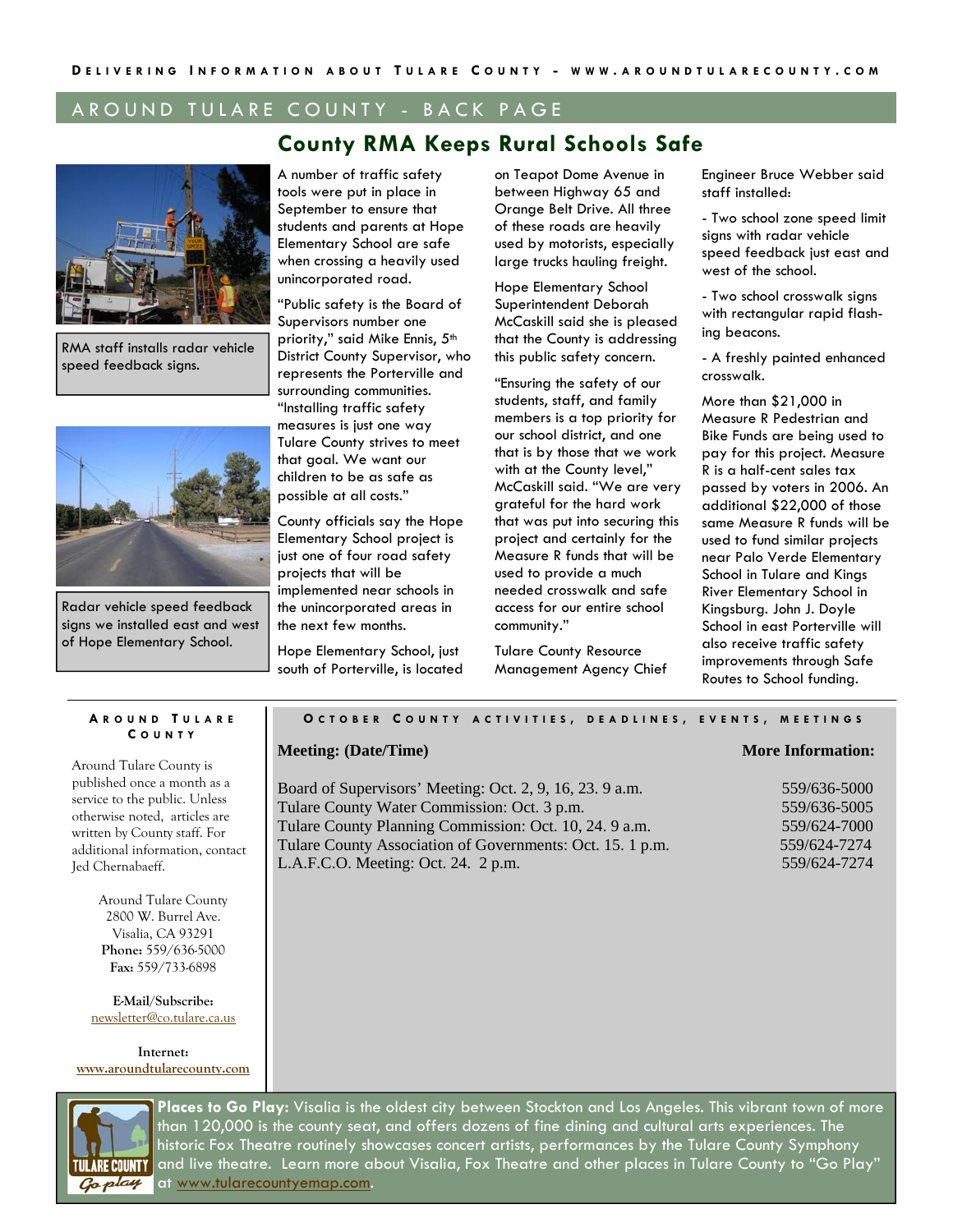## AROUND TULARE COUNTY - BACK PAGE

# County RMA Keeps Rural Schools Safe

RMA staff installs radar vehicle speed feedback signs.

Radar vehicle speed feedback signs we installed east and west of Hope Elementary School.

A number of traffic safety tools were put in place in September to ensure that students and parents at Hope Elementary School are safe when crossing a heavily used unincorporated road.

"Public safety is the Board of Supervisors number one priority," said Mike Ennis, 5th District County Supervisor, who represents the Porterville and surrounding communities. "Installing traffic safety measures is just one way Tulare County strives to meet that goal. We want our children to be as safe as possible at all costs."

County officials say the Hope Elementary School project is just one of four road safety projects that will be implemented near schools in the unincorporated areas in the next few months.

Hope Elementary School, just south of Porterville, is located on Teapot Dome Avenue in between Highway 65 and Orange Belt Drive. All three of these roads are heavily used by motorists, especially large trucks hauling freight.

Hope Elementary School Superintendent Deborah McCaskill said she is pleased that the County is addressing this public safety concern.

"Ensuring the safety of our students, staff, and family members is a top priority for our school district, and one that is by those that we work with at the County level," McCaskill said. "We are very grateful for the hard work that was put into securing this project and certainly for the Measure R funds that will be used to provide a much needed crosswalk and safe access for our entire school community."

Tulare County Resource Management Agency Chief Engineer Bruce Webber said staff installed:

- Two school zone speed limit signs with radar vehicle speed feedback just east and west of the school.

- Two school crosswalk signs with rectangular rapid flashing beacons.

- A freshly painted enhanced crosswalk.

More than $21,000 in Measure R Pedestrian and Bike Funds are being used to pay for this project. Measure R is a half-cent sales tax passed by voters in 2006. An additional $22,000 of those same Measure R funds will be used to fund similar projects near Palo Verde Elementary School in Tulare and Kings River Elementary School in Kingsburg. John J. Doyle School in east Porterville will also receive traffic safety improvements through Safe Routes to School funding.

### AROUND TULARE COUNTY

Around Tulare County is published once a month as a service to the public. Unless otherwise noted, articles are written by County staff. For additional information, contact Jed Chernabaeff.

Around Tulare County
2800 W. Burrel Ave.
Visalia, CA 93291
**Phone:** 559/636-5000
**Fax:** 559/733-6898

**E-Mail/Subscribe:**
newsletter@co.tulare.ca.us

**Internet:**
www.aroundtularecounty.com

### OCTOBER COUNTY ACTIVITIES, DEADLINES, EVENTS, MEETINGS

| Meeting: (Date/Time) | More Information: |
|---|---|
| Board of Supervisors' Meeting: Oct. 2, 9, 16, 23. 9 a.m. | 559/636-5000 |
| Tulare County Water Commission: Oct. 3 p.m. | 559/636-5005 |
| Tulare County Planning Commission: Oct. 10, 24. 9 a.m. | 559/624-7000 |
| Tulare County Association of Governments: Oct. 15. 1 p.m. | 559/624-7274 |
| L.A.F.C.O. Meeting: Oct. 24. 2 p.m. | 559/624-7274 |

**Places to Go Play:** Visalia is the oldest city between Stockton and Los Angeles. This vibrant town of more than 120,000 is the county seat, and offers dozens of fine dining and cultural arts experiences. The historic Fox Theatre routinely showcases concert artists, performances by the Tulare County Symphony and live theatre. Learn more about Visalia, Fox Theatre and other places in Tulare County to "Go Play" at www.tularecountyemap.com.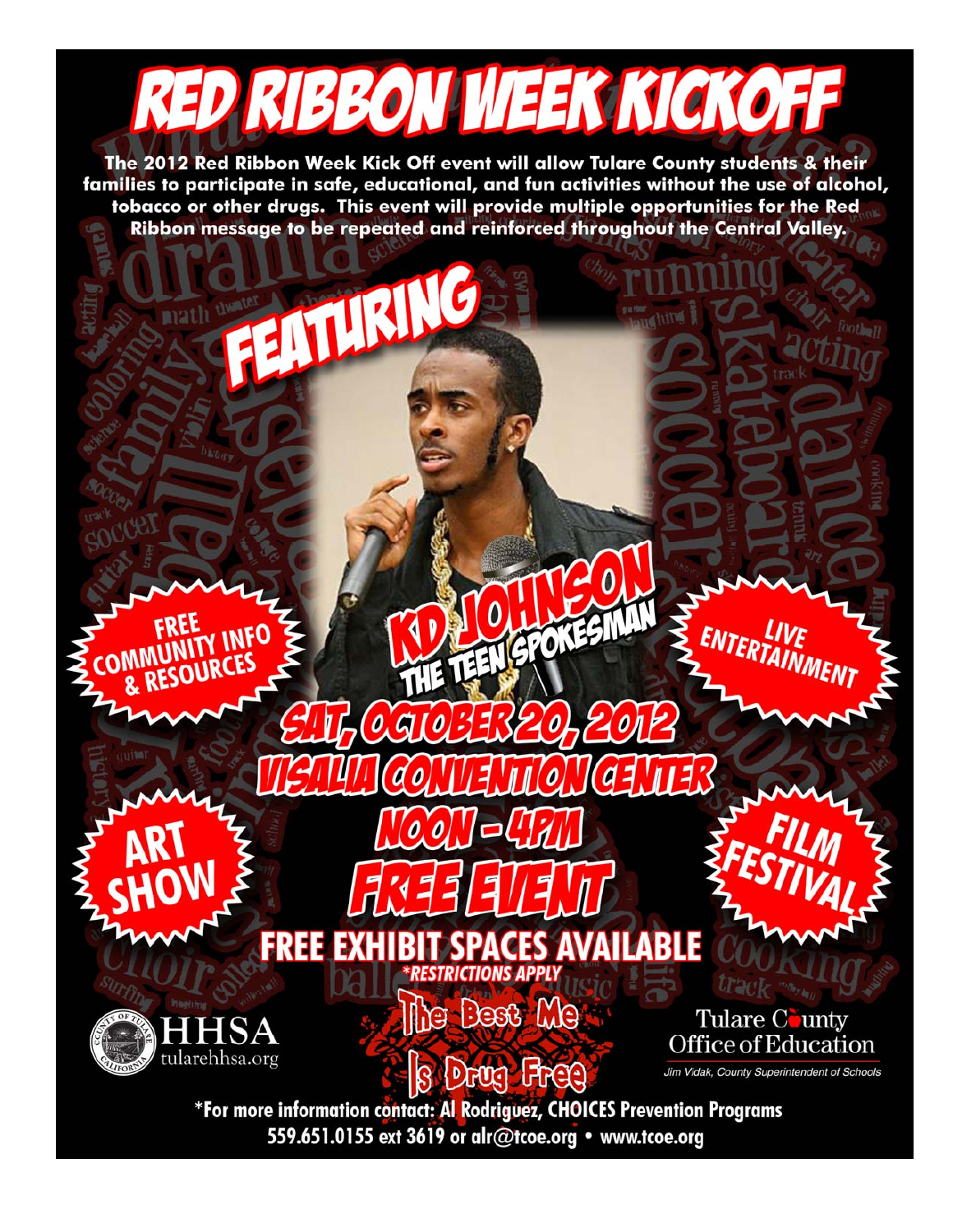# RED RIBBON WEEK KICKOFF

**The 2012 Red Ribbon Week Kick Off event will allow Tulare County students & their families to participate in safe, educational, and fun activities without the use of alcohol, tobacco or other drugs. This event will provide multiple opportunities for the Red Ribbon message to be repeated and reinforced throughout the Central Valley.**

## FEATURING

## KD JOHNSON
### THE TEEN SPOKESMAN

**FREE COMMUNITY INFO & RESOURCES**

**LIVE ENTERTAINMENT**

**ART SHOW**

**FILM FESTIVAL**

## SAT, OCTOBER 20, 2012
## VISALIA CONVENTION CENTER
## NOON – 4PM
## FREE EVENT

**FREE EXHIBIT SPACES AVAILABLE**
*\*RESTRICTIONS APPLY*

The Best Me Is Drug Free

HHSA
tularehhsa.org

Tulare County Office of Education
*Jim Vidak, County Superintendent of Schools*

**\*For more information contact: Al Rodriguez, CHOICES Prevention Programs**
**559.651.0155 ext 3619 or alr@tcoe.org • www.tcoe.org**